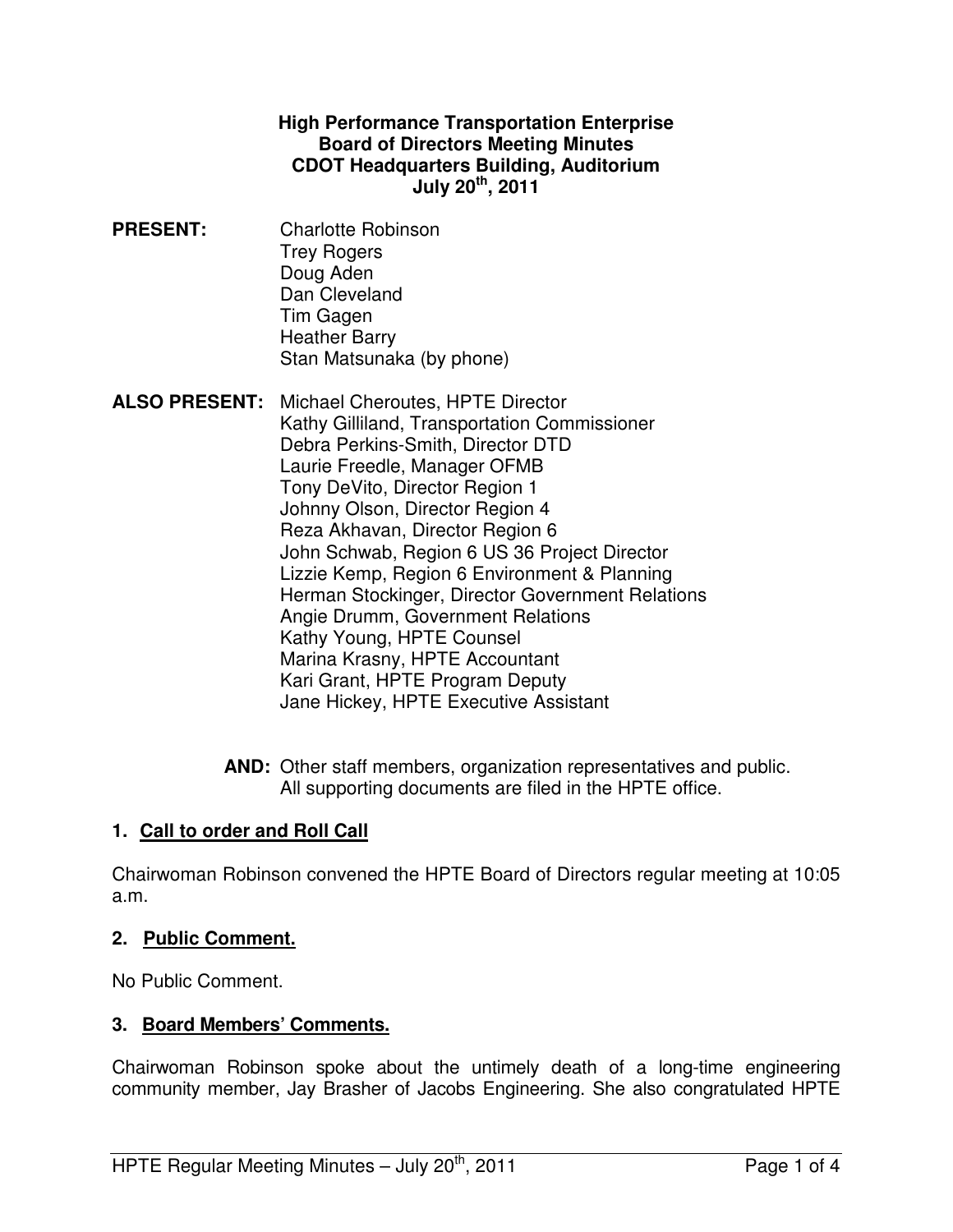# High Performance Transportation Enterprise
## Board of Directors Meeting Minutes
## CDOT Headquarters Building, Auditorium
## July 20th, 2011

**PRESENT:**
Charlotte Robinson
Trey Rogers
Doug Aden
Dan Cleveland
Tim Gagen
Heather Barry
Stan Matsunaka (by phone)

**ALSO PRESENT:**
Michael Cheroutes, HPTE Director
Kathy Gilliland, Transportation Commissioner
Debra Perkins-Smith, Director DTD
Laurie Freedle, Manager OFMB
Tony DeVito, Director Region 1
Johnny Olson, Director Region 4
Reza Akhavan, Director Region 6
John Schwab, Region 6 US 36 Project Director
Lizzie Kemp, Region 6 Environment & Planning
Herman Stockinger, Director Government Relations
Angie Drumm, Government Relations
Kathy Young, HPTE Counsel
Marina Krasny, HPTE Accountant
Kari Grant, HPTE Program Deputy
Jane Hickey, HPTE Executive Assistant

**AND:** Other staff members, organization representatives and public. All supporting documents are filed in the HPTE office.

### 1. Call to order and Roll Call

Chairwoman Robinson convened the HPTE Board of Directors regular meeting at 10:05 a.m.

### 2. Public Comment.

No Public Comment.

### 3. Board Members' Comments.

Chairwoman Robinson spoke about the untimely death of a long-time engineering community member, Jay Brasher of Jacobs Engineering. She also congratulated HPTE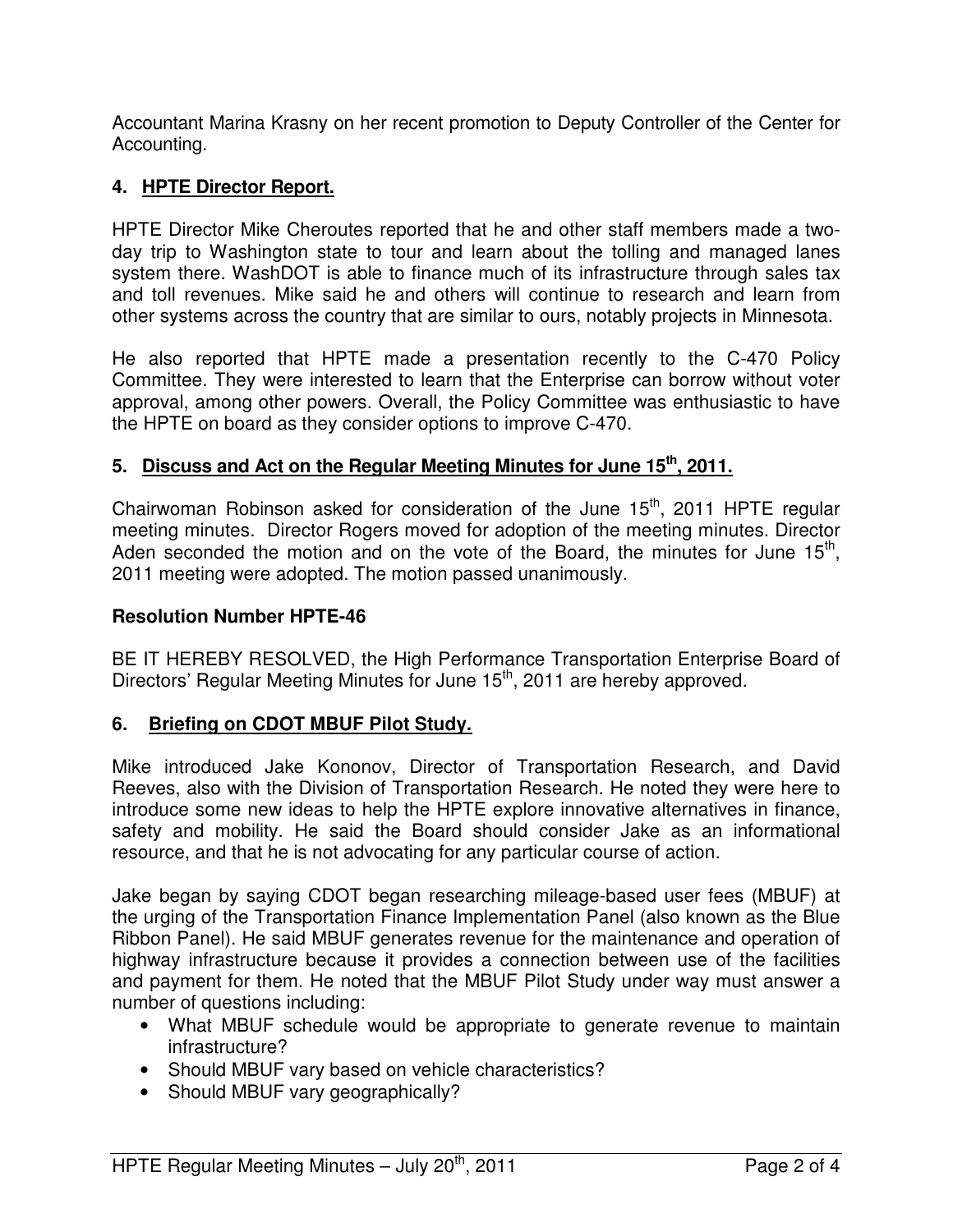Accountant Marina Krasny on her recent promotion to Deputy Controller of the Center for Accounting.

## 4. HPTE Director Report.

HPTE Director Mike Cheroutes reported that he and other staff members made a two-day trip to Washington state to tour and learn about the tolling and managed lanes system there. WashDOT is able to finance much of its infrastructure through sales tax and toll revenues. Mike said he and others will continue to research and learn from other systems across the country that are similar to ours, notably projects in Minnesota.

He also reported that HPTE made a presentation recently to the C-470 Policy Committee. They were interested to learn that the Enterprise can borrow without voter approval, among other powers. Overall, the Policy Committee was enthusiastic to have the HPTE on board as they consider options to improve C-470.

## 5. Discuss and Act on the Regular Meeting Minutes for June 15th, 2011.

Chairwoman Robinson asked for consideration of the June 15th, 2011 HPTE regular meeting minutes. Director Rogers moved for adoption of the meeting minutes. Director Aden seconded the motion and on the vote of the Board, the minutes for June 15th, 2011 meeting were adopted. The motion passed unanimously.

**Resolution Number HPTE-46**

BE IT HEREBY RESOLVED, the High Performance Transportation Enterprise Board of Directors' Regular Meeting Minutes for June 15th, 2011 are hereby approved.

## 6. Briefing on CDOT MBUF Pilot Study.

Mike introduced Jake Kononov, Director of Transportation Research, and David Reeves, also with the Division of Transportation Research. He noted they were here to introduce some new ideas to help the HPTE explore innovative alternatives in finance, safety and mobility. He said the Board should consider Jake as an informational resource, and that he is not advocating for any particular course of action.

Jake began by saying CDOT began researching mileage-based user fees (MBUF) at the urging of the Transportation Finance Implementation Panel (also known as the Blue Ribbon Panel). He said MBUF generates revenue for the maintenance and operation of highway infrastructure because it provides a connection between use of the facilities and payment for them. He noted that the MBUF Pilot Study under way must answer a number of questions including:

- What MBUF schedule would be appropriate to generate revenue to maintain infrastructure?
- Should MBUF vary based on vehicle characteristics?
- Should MBUF vary geographically?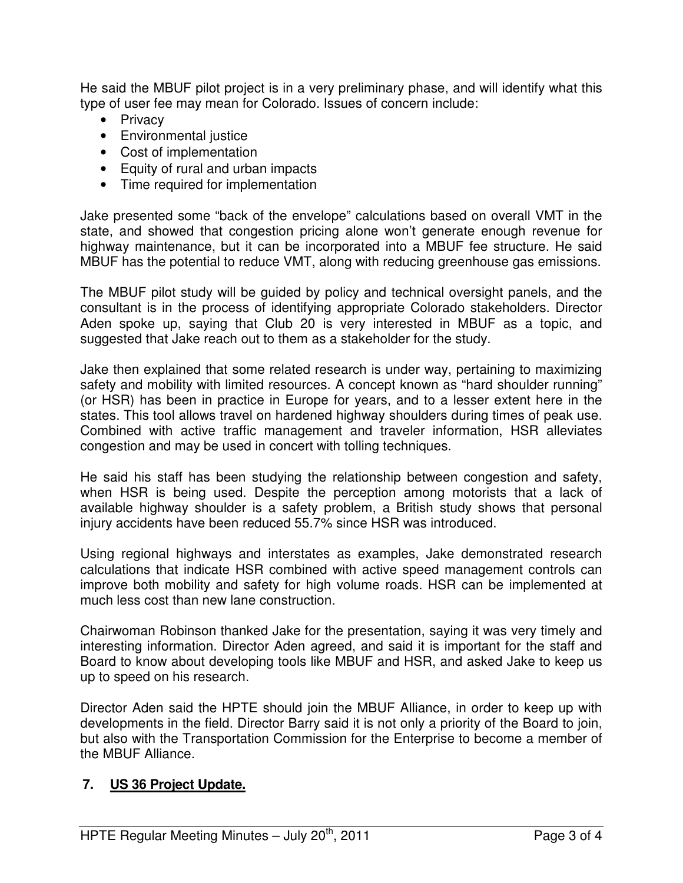He said the MBUF pilot project is in a very preliminary phase, and will identify what this type of user fee may mean for Colorado. Issues of concern include:

- Privacy
- Environmental justice
- Cost of implementation
- Equity of rural and urban impacts
- Time required for implementation

Jake presented some "back of the envelope" calculations based on overall VMT in the state, and showed that congestion pricing alone won't generate enough revenue for highway maintenance, but it can be incorporated into a MBUF fee structure. He said MBUF has the potential to reduce VMT, along with reducing greenhouse gas emissions.

The MBUF pilot study will be guided by policy and technical oversight panels, and the consultant is in the process of identifying appropriate Colorado stakeholders. Director Aden spoke up, saying that Club 20 is very interested in MBUF as a topic, and suggested that Jake reach out to them as a stakeholder for the study.

Jake then explained that some related research is under way, pertaining to maximizing safety and mobility with limited resources. A concept known as "hard shoulder running" (or HSR) has been in practice in Europe for years, and to a lesser extent here in the states. This tool allows travel on hardened highway shoulders during times of peak use. Combined with active traffic management and traveler information, HSR alleviates congestion and may be used in concert with tolling techniques.

He said his staff has been studying the relationship between congestion and safety, when HSR is being used. Despite the perception among motorists that a lack of available highway shoulder is a safety problem, a British study shows that personal injury accidents have been reduced 55.7% since HSR was introduced.

Using regional highways and interstates as examples, Jake demonstrated research calculations that indicate HSR combined with active speed management controls can improve both mobility and safety for high volume roads. HSR can be implemented at much less cost than new lane construction.

Chairwoman Robinson thanked Jake for the presentation, saying it was very timely and interesting information. Director Aden agreed, and said it is important for the staff and Board to know about developing tools like MBUF and HSR, and asked Jake to keep us up to speed on his research.

Director Aden said the HPTE should join the MBUF Alliance, in order to keep up with developments in the field. Director Barry said it is not only a priority of the Board to join, but also with the Transportation Commission for the Enterprise to become a member of the MBUF Alliance.

## 7. **<u>US 36 Project Update.</u>**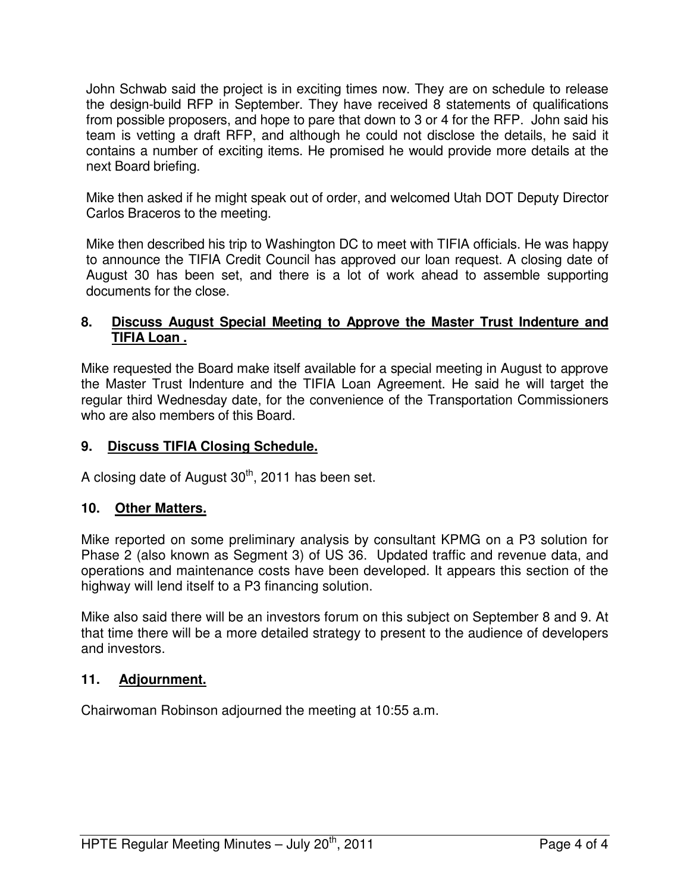John Schwab said the project is in exciting times now. They are on schedule to release the design-build RFP in September. They have received 8 statements of qualifications from possible proposers, and hope to pare that down to 3 or 4 for the RFP. John said his team is vetting a draft RFP, and although he could not disclose the details, he said it contains a number of exciting items. He promised he would provide more details at the next Board briefing.

Mike then asked if he might speak out of order, and welcomed Utah DOT Deputy Director Carlos Braceros to the meeting.

Mike then described his trip to Washington DC to meet with TIFIA officials. He was happy to announce the TIFIA Credit Council has approved our loan request. A closing date of August 30 has been set, and there is a lot of work ahead to assemble supporting documents for the close.

### 8. Discuss August Special Meeting to Approve the Master Trust Indenture and TIFIA Loan .

Mike requested the Board make itself available for a special meeting in August to approve the Master Trust Indenture and the TIFIA Loan Agreement. He said he will target the regular third Wednesday date, for the convenience of the Transportation Commissioners who are also members of this Board.

### 9. Discuss TIFIA Closing Schedule.

A closing date of August 30th, 2011 has been set.

### 10. Other Matters.

Mike reported on some preliminary analysis by consultant KPMG on a P3 solution for Phase 2 (also known as Segment 3) of US 36. Updated traffic and revenue data, and operations and maintenance costs have been developed. It appears this section of the highway will lend itself to a P3 financing solution.

Mike also said there will be an investors forum on this subject on September 8 and 9. At that time there will be a more detailed strategy to present to the audience of developers and investors.

### 11. Adjournment.

Chairwoman Robinson adjourned the meeting at 10:55 a.m.